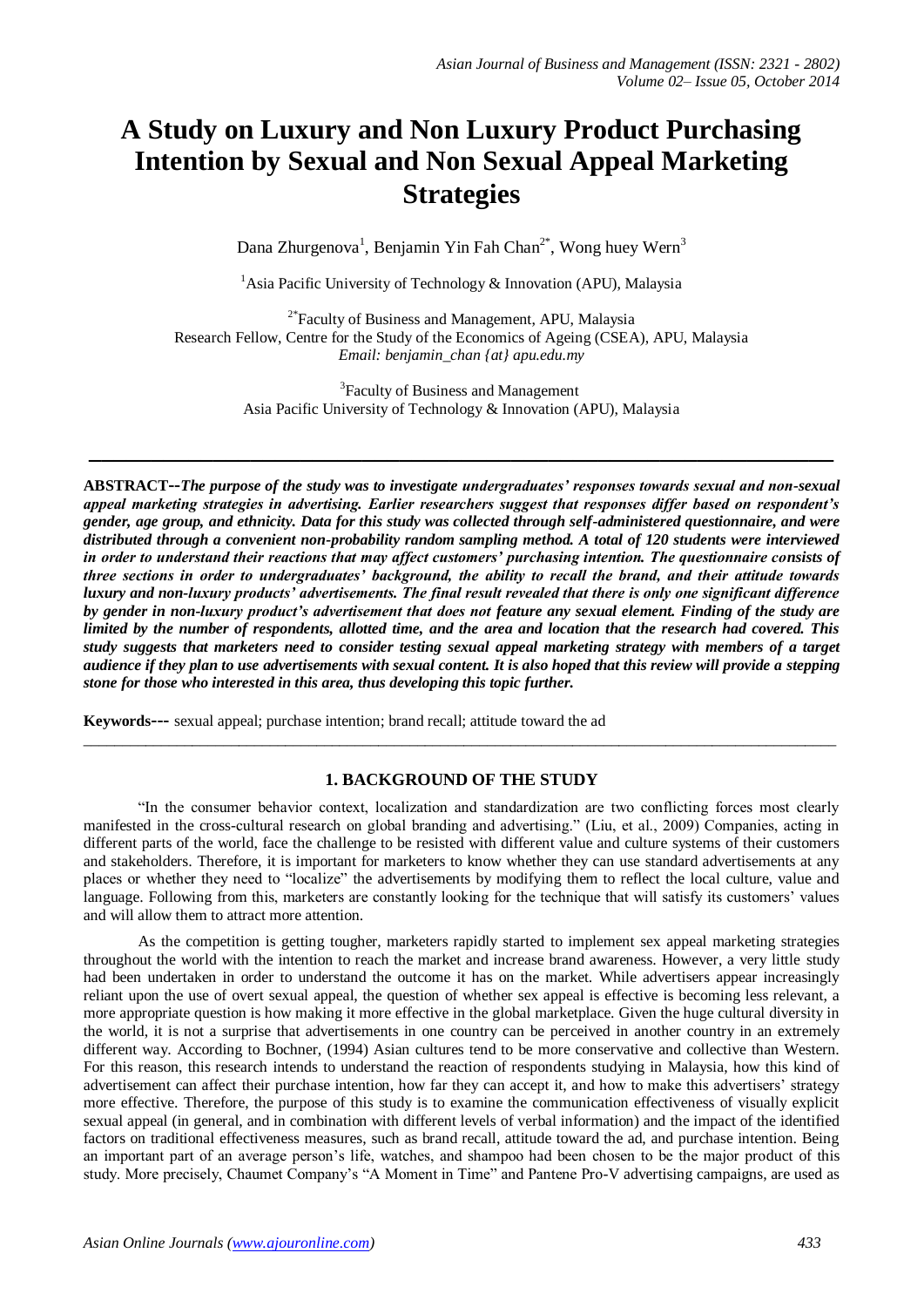# A Study on Luxury and Non Luxury Product Purchasing Intention by Sexual and Non Sexual Appeal Marketing Strategies

Dana Zhurgenova[1], Benjamin Yin Fah Chan[2*], Wong huey Wern[3]

[1]Asia Pacific University of Technology & Innovation (APU), Malaysia

[2*]Faculty of Business and Management, APU, Malaysia
Research Fellow, Centre for the Study of the Economics of Ageing (CSEA), APU, Malaysia
*Email: benjamin_chan {at} apu.edu.my*

[3]Faculty of Business and Management
Asia Pacific University of Technology & Innovation (APU), Malaysia

---

**ABSTRACT--*The purpose of the study was to investigate undergraduates' responses towards sexual and non-sexual appeal marketing strategies in advertising. Earlier researchers suggest that responses differ based on respondent's gender, age group, and ethnicity. Data for this study was collected through self-administered questionnaire, and were distributed through a convenient non-probability random sampling method. A total of 120 students were interviewed in order to understand their reactions that may affect customers' purchasing intention. The questionnaire consists of three sections in order to undergraduates' background, the ability to recall the brand, and their attitude towards luxury and non-luxury products' advertisements. The final result revealed that there is only one significant difference by gender in non-luxury product's advertisement that does not feature any sexual element. Finding of the study are limited by the number of respondents, allotted time, and the area and location that the research had covered. This study suggests that marketers need to consider testing sexual appeal marketing strategy with members of a target audience if they plan to use advertisements with sexual content. It is also hoped that this review will provide a stepping stone for those who interested in this area, thus developing this topic further.***

**Keywords---** sexual appeal; purchase intention; brand recall; attitude toward the ad

---

## 1. BACKGROUND OF THE STUDY

"In the consumer behavior context, localization and standardization are two conflicting forces most clearly manifested in the cross-cultural research on global branding and advertising." (Liu, et al., 2009) Companies, acting in different parts of the world, face the challenge to be resisted with different value and culture systems of their customers and stakeholders. Therefore, it is important for marketers to know whether they can use standard advertisements at any places or whether they need to "localize" the advertisements by modifying them to reflect the local culture, value and language. Following from this, marketers are constantly looking for the technique that will satisfy its customers' values and will allow them to attract more attention.

As the competition is getting tougher, marketers rapidly started to implement sex appeal marketing strategies throughout the world with the intention to reach the market and increase brand awareness. However, a very little study had been undertaken in order to understand the outcome it has on the market. While advertisers appear increasingly reliant upon the use of overt sexual appeal, the question of whether sex appeal is effective is becoming less relevant, a more appropriate question is how making it more effective in the global marketplace. Given the huge cultural diversity in the world, it is not a surprise that advertisements in one country can be perceived in another country in an extremely different way. According to Bochner, (1994) Asian cultures tend to be more conservative and collective than Western. For this reason, this research intends to understand the reaction of respondents studying in Malaysia, how this kind of advertisement can affect their purchase intention, how far they can accept it, and how to make this advertisers' strategy more effective. Therefore, the purpose of this study is to examine the communication effectiveness of visually explicit sexual appeal (in general, and in combination with different levels of verbal information) and the impact of the identified factors on traditional effectiveness measures, such as brand recall, attitude toward the ad, and purchase intention. Being an important part of an average person's life, watches, and shampoo had been chosen to be the major product of this study. More precisely, Chaumet Company's "A Moment in Time" and Pantene Pro-V advertising campaigns, are used as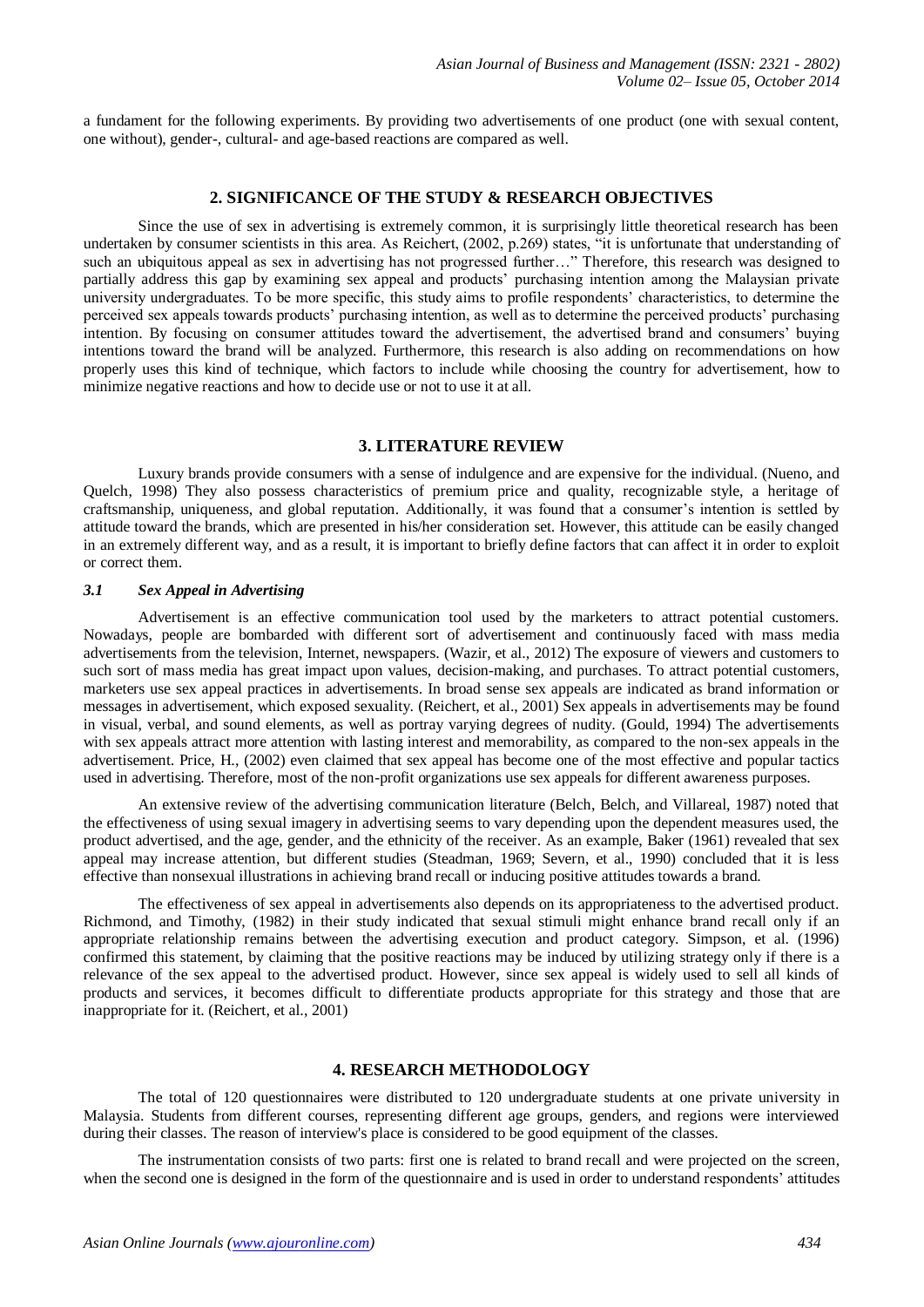a fundament for the following experiments. By providing two advertisements of one product (one with sexual content, one without), gender-, cultural- and age-based reactions are compared as well.

## 2. SIGNIFICANCE OF THE STUDY & RESEARCH OBJECTIVES

Since the use of sex in advertising is extremely common, it is surprisingly little theoretical research has been undertaken by consumer scientists in this area. As Reichert, (2002, p.269) states, "it is unfortunate that understanding of such an ubiquitous appeal as sex in advertising has not progressed further…" Therefore, this research was designed to partially address this gap by examining sex appeal and products' purchasing intention among the Malaysian private university undergraduates. To be more specific, this study aims to profile respondents' characteristics, to determine the perceived sex appeals towards products' purchasing intention, as well as to determine the perceived products' purchasing intention. By focusing on consumer attitudes toward the advertisement, the advertised brand and consumers' buying intentions toward the brand will be analyzed. Furthermore, this research is also adding on recommendations on how properly uses this kind of technique, which factors to include while choosing the country for advertisement, how to minimize negative reactions and how to decide use or not to use it at all.

## 3. LITERATURE REVIEW

Luxury brands provide consumers with a sense of indulgence and are expensive for the individual. (Nueno, and Quelch, 1998) They also possess characteristics of premium price and quality, recognizable style, a heritage of craftsmanship, uniqueness, and global reputation. Additionally, it was found that a consumer's intention is settled by attitude toward the brands, which are presented in his/her consideration set. However, this attitude can be easily changed in an extremely different way, and as a result, it is important to briefly define factors that can affect it in order to exploit or correct them.

### *3.1 Sex Appeal in Advertising*

Advertisement is an effective communication tool used by the marketers to attract potential customers. Nowadays, people are bombarded with different sort of advertisement and continuously faced with mass media advertisements from the television, Internet, newspapers. (Wazir, et al., 2012) The exposure of viewers and customers to such sort of mass media has great impact upon values, decision-making, and purchases. To attract potential customers, marketers use sex appeal practices in advertisements. In broad sense sex appeals are indicated as brand information or messages in advertisement, which exposed sexuality. (Reichert, et al., 2001) Sex appeals in advertisements may be found in visual, verbal, and sound elements, as well as portray varying degrees of nudity. (Gould, 1994) The advertisements with sex appeals attract more attention with lasting interest and memorability, as compared to the non-sex appeals in the advertisement. Price, H., (2002) even claimed that sex appeal has become one of the most effective and popular tactics used in advertising. Therefore, most of the non-profit organizations use sex appeals for different awareness purposes.

An extensive review of the advertising communication literature (Belch, Belch, and Villareal, 1987) noted that the effectiveness of using sexual imagery in advertising seems to vary depending upon the dependent measures used, the product advertised, and the age, gender, and the ethnicity of the receiver. As an example, Baker (1961) revealed that sex appeal may increase attention, but different studies (Steadman, 1969; Severn, et al., 1990) concluded that it is less effective than nonsexual illustrations in achieving brand recall or inducing positive attitudes towards a brand.

The effectiveness of sex appeal in advertisements also depends on its appropriateness to the advertised product. Richmond, and Timothy, (1982) in their study indicated that sexual stimuli might enhance brand recall only if an appropriate relationship remains between the advertising execution and product category. Simpson, et al. (1996) confirmed this statement, by claiming that the positive reactions may be induced by utilizing strategy only if there is a relevance of the sex appeal to the advertised product. However, since sex appeal is widely used to sell all kinds of products and services, it becomes difficult to differentiate products appropriate for this strategy and those that are inappropriate for it. (Reichert, et al., 2001)

## 4. RESEARCH METHODOLOGY

The total of 120 questionnaires were distributed to 120 undergraduate students at one private university in Malaysia. Students from different courses, representing different age groups, genders, and regions were interviewed during their classes. The reason of interview's place is considered to be good equipment of the classes.

The instrumentation consists of two parts: first one is related to brand recall and were projected on the screen, when the second one is designed in the form of the questionnaire and is used in order to understand respondents' attitudes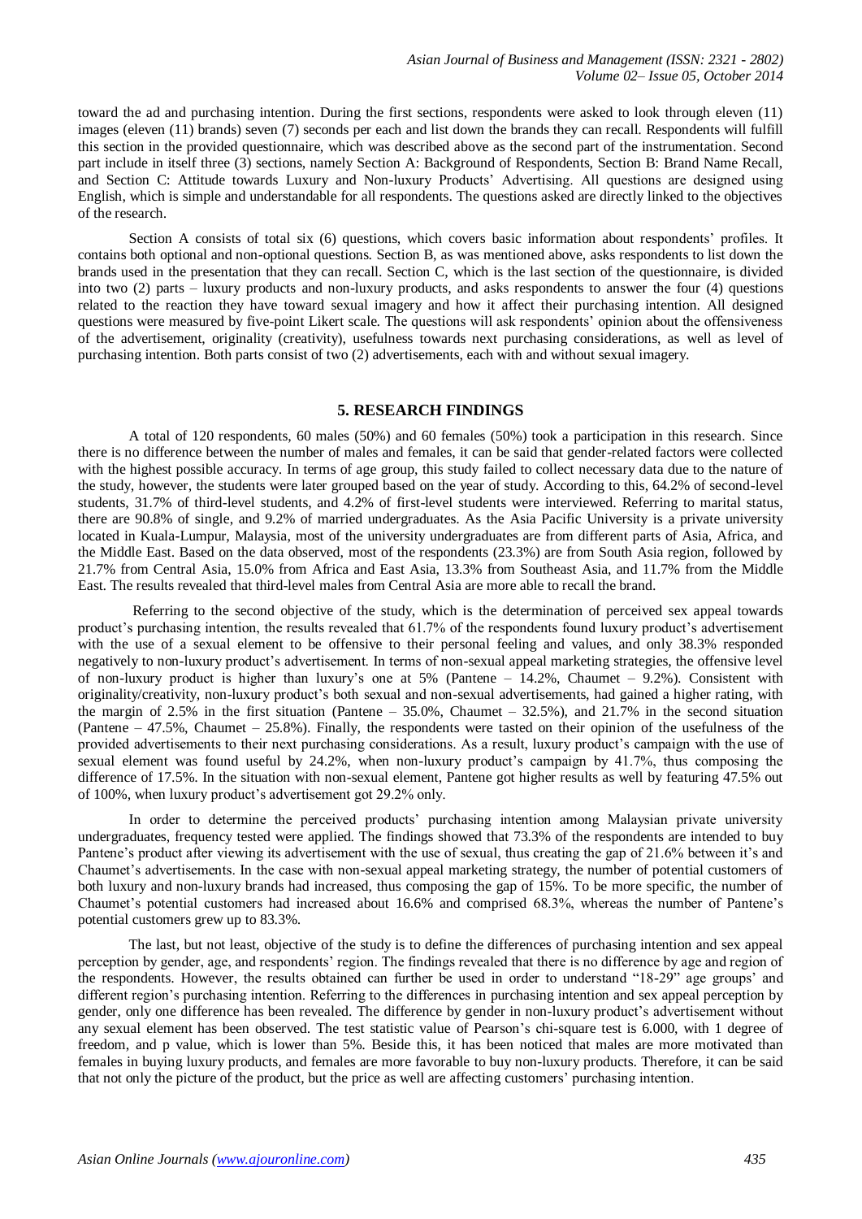toward the ad and purchasing intention. During the first sections, respondents were asked to look through eleven (11) images (eleven (11) brands) seven (7) seconds per each and list down the brands they can recall. Respondents will fulfill this section in the provided questionnaire, which was described above as the second part of the instrumentation. Second part include in itself three (3) sections, namely Section A: Background of Respondents, Section B: Brand Name Recall, and Section C: Attitude towards Luxury and Non-luxury Products' Advertising. All questions are designed using English, which is simple and understandable for all respondents. The questions asked are directly linked to the objectives of the research.

Section A consists of total six (6) questions, which covers basic information about respondents' profiles. It contains both optional and non-optional questions. Section B, as was mentioned above, asks respondents to list down the brands used in the presentation that they can recall. Section C, which is the last section of the questionnaire, is divided into two (2) parts – luxury products and non-luxury products, and asks respondents to answer the four (4) questions related to the reaction they have toward sexual imagery and how it affect their purchasing intention. All designed questions were measured by five-point Likert scale. The questions will ask respondents' opinion about the offensiveness of the advertisement, originality (creativity), usefulness towards next purchasing considerations, as well as level of purchasing intention. Both parts consist of two (2) advertisements, each with and without sexual imagery.

## 5. RESEARCH FINDINGS

A total of 120 respondents, 60 males (50%) and 60 females (50%) took a participation in this research. Since there is no difference between the number of males and females, it can be said that gender-related factors were collected with the highest possible accuracy. In terms of age group, this study failed to collect necessary data due to the nature of the study, however, the students were later grouped based on the year of study. According to this, 64.2% of second-level students, 31.7% of third-level students, and 4.2% of first-level students were interviewed. Referring to marital status, there are 90.8% of single, and 9.2% of married undergraduates. As the Asia Pacific University is a private university located in Kuala-Lumpur, Malaysia, most of the university undergraduates are from different parts of Asia, Africa, and the Middle East. Based on the data observed, most of the respondents (23.3%) are from South Asia region, followed by 21.7% from Central Asia, 15.0% from Africa and East Asia, 13.3% from Southeast Asia, and 11.7% from the Middle East. The results revealed that third-level males from Central Asia are more able to recall the brand.

Referring to the second objective of the study, which is the determination of perceived sex appeal towards product's purchasing intention, the results revealed that 61.7% of the respondents found luxury product's advertisement with the use of a sexual element to be offensive to their personal feeling and values, and only 38.3% responded negatively to non-luxury product's advertisement. In terms of non-sexual appeal marketing strategies, the offensive level of non-luxury product is higher than luxury's one at 5% (Pantene – 14.2%, Chaumet – 9.2%). Consistent with originality/creativity, non-luxury product's both sexual and non-sexual advertisements, had gained a higher rating, with the margin of 2.5% in the first situation (Pantene – 35.0%, Chaumet – 32.5%), and 21.7% in the second situation (Pantene – 47.5%, Chaumet – 25.8%). Finally, the respondents were tasted on their opinion of the usefulness of the provided advertisements to their next purchasing considerations. As a result, luxury product's campaign with the use of sexual element was found useful by 24.2%, when non-luxury product's campaign by 41.7%, thus composing the difference of 17.5%. In the situation with non-sexual element, Pantene got higher results as well by featuring 47.5% out of 100%, when luxury product's advertisement got 29.2% only.

In order to determine the perceived products' purchasing intention among Malaysian private university undergraduates, frequency tested were applied. The findings showed that 73.3% of the respondents are intended to buy Pantene's product after viewing its advertisement with the use of sexual, thus creating the gap of 21.6% between it's and Chaumet's advertisements. In the case with non-sexual appeal marketing strategy, the number of potential customers of both luxury and non-luxury brands had increased, thus composing the gap of 15%. To be more specific, the number of Chaumet's potential customers had increased about 16.6% and comprised 68.3%, whereas the number of Pantene's potential customers grew up to 83.3%.

The last, but not least, objective of the study is to define the differences of purchasing intention and sex appeal perception by gender, age, and respondents' region. The findings revealed that there is no difference by age and region of the respondents. However, the results obtained can further be used in order to understand "18-29" age groups' and different region's purchasing intention. Referring to the differences in purchasing intention and sex appeal perception by gender, only one difference has been revealed. The difference by gender in non-luxury product's advertisement without any sexual element has been observed. The test statistic value of Pearson's chi-square test is 6.000, with 1 degree of freedom, and p value, which is lower than 5%. Beside this, it has been noticed that males are more motivated than females in buying luxury products, and females are more favorable to buy non-luxury products. Therefore, it can be said that not only the picture of the product, but the price as well are affecting customers' purchasing intention.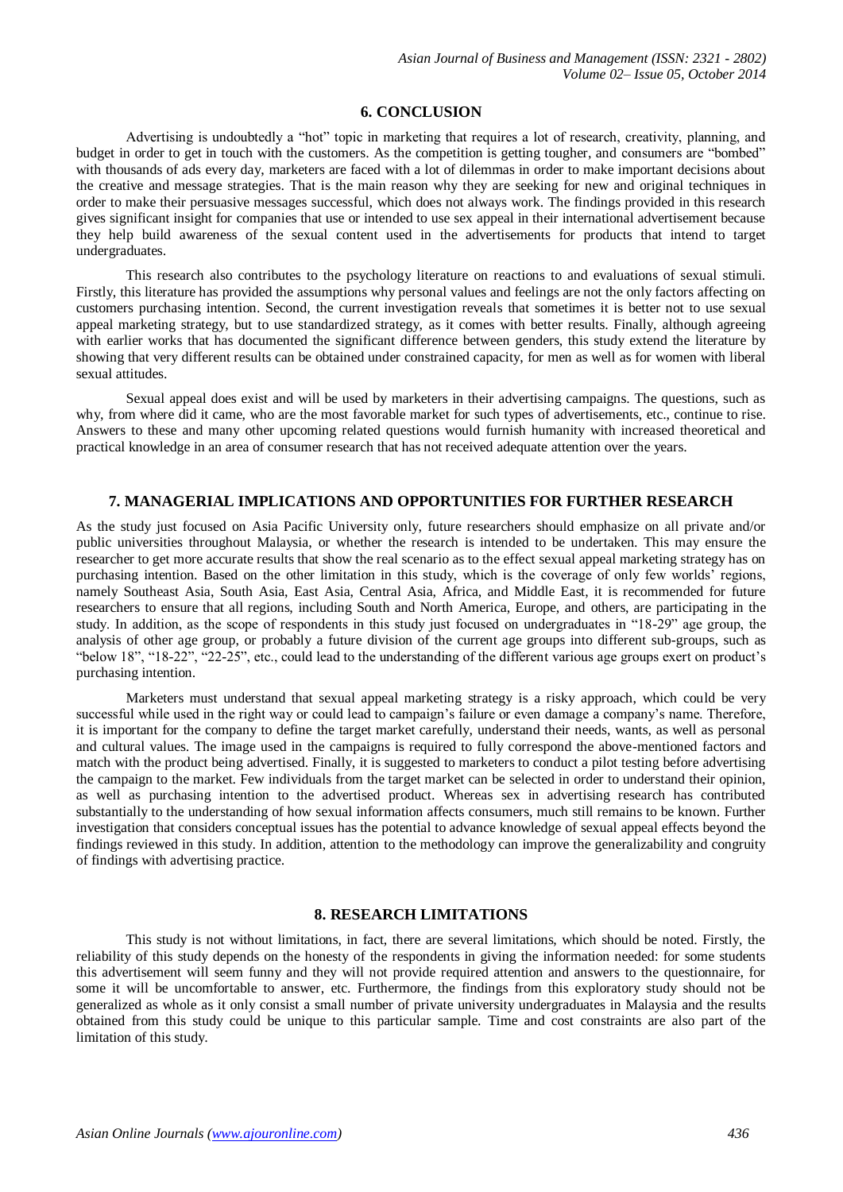## 6. CONCLUSION

Advertising is undoubtedly a "hot" topic in marketing that requires a lot of research, creativity, planning, and budget in order to get in touch with the customers. As the competition is getting tougher, and consumers are "bombed" with thousands of ads every day, marketers are faced with a lot of dilemmas in order to make important decisions about the creative and message strategies. That is the main reason why they are seeking for new and original techniques in order to make their persuasive messages successful, which does not always work. The findings provided in this research gives significant insight for companies that use or intended to use sex appeal in their international advertisement because they help build awareness of the sexual content used in the advertisements for products that intend to target undergraduates.

This research also contributes to the psychology literature on reactions to and evaluations of sexual stimuli. Firstly, this literature has provided the assumptions why personal values and feelings are not the only factors affecting on customers purchasing intention. Second, the current investigation reveals that sometimes it is better not to use sexual appeal marketing strategy, but to use standardized strategy, as it comes with better results. Finally, although agreeing with earlier works that has documented the significant difference between genders, this study extend the literature by showing that very different results can be obtained under constrained capacity, for men as well as for women with liberal sexual attitudes.

Sexual appeal does exist and will be used by marketers in their advertising campaigns. The questions, such as why, from where did it came, who are the most favorable market for such types of advertisements, etc., continue to rise. Answers to these and many other upcoming related questions would furnish humanity with increased theoretical and practical knowledge in an area of consumer research that has not received adequate attention over the years.

## 7. MANAGERIAL IMPLICATIONS AND OPPORTUNITIES FOR FURTHER RESEARCH

As the study just focused on Asia Pacific University only, future researchers should emphasize on all private and/or public universities throughout Malaysia, or whether the research is intended to be undertaken. This may ensure the researcher to get more accurate results that show the real scenario as to the effect sexual appeal marketing strategy has on purchasing intention. Based on the other limitation in this study, which is the coverage of only few worlds' regions, namely Southeast Asia, South Asia, East Asia, Central Asia, Africa, and Middle East, it is recommended for future researchers to ensure that all regions, including South and North America, Europe, and others, are participating in the study. In addition, as the scope of respondents in this study just focused on undergraduates in "18-29" age group, the analysis of other age group, or probably a future division of the current age groups into different sub-groups, such as "below 18", "18-22", "22-25", etc., could lead to the understanding of the different various age groups exert on product's purchasing intention.

Marketers must understand that sexual appeal marketing strategy is a risky approach, which could be very successful while used in the right way or could lead to campaign's failure or even damage a company's name. Therefore, it is important for the company to define the target market carefully, understand their needs, wants, as well as personal and cultural values. The image used in the campaigns is required to fully correspond the above-mentioned factors and match with the product being advertised. Finally, it is suggested to marketers to conduct a pilot testing before advertising the campaign to the market. Few individuals from the target market can be selected in order to understand their opinion, as well as purchasing intention to the advertised product. Whereas sex in advertising research has contributed substantially to the understanding of how sexual information affects consumers, much still remains to be known. Further investigation that considers conceptual issues has the potential to advance knowledge of sexual appeal effects beyond the findings reviewed in this study. In addition, attention to the methodology can improve the generalizability and congruity of findings with advertising practice.

## 8. RESEARCH LIMITATIONS

This study is not without limitations, in fact, there are several limitations, which should be noted. Firstly, the reliability of this study depends on the honesty of the respondents in giving the information needed: for some students this advertisement will seem funny and they will not provide required attention and answers to the questionnaire, for some it will be uncomfortable to answer, etc. Furthermore, the findings from this exploratory study should not be generalized as whole as it only consist a small number of private university undergraduates in Malaysia and the results obtained from this study could be unique to this particular sample. Time and cost constraints are also part of the limitation of this study.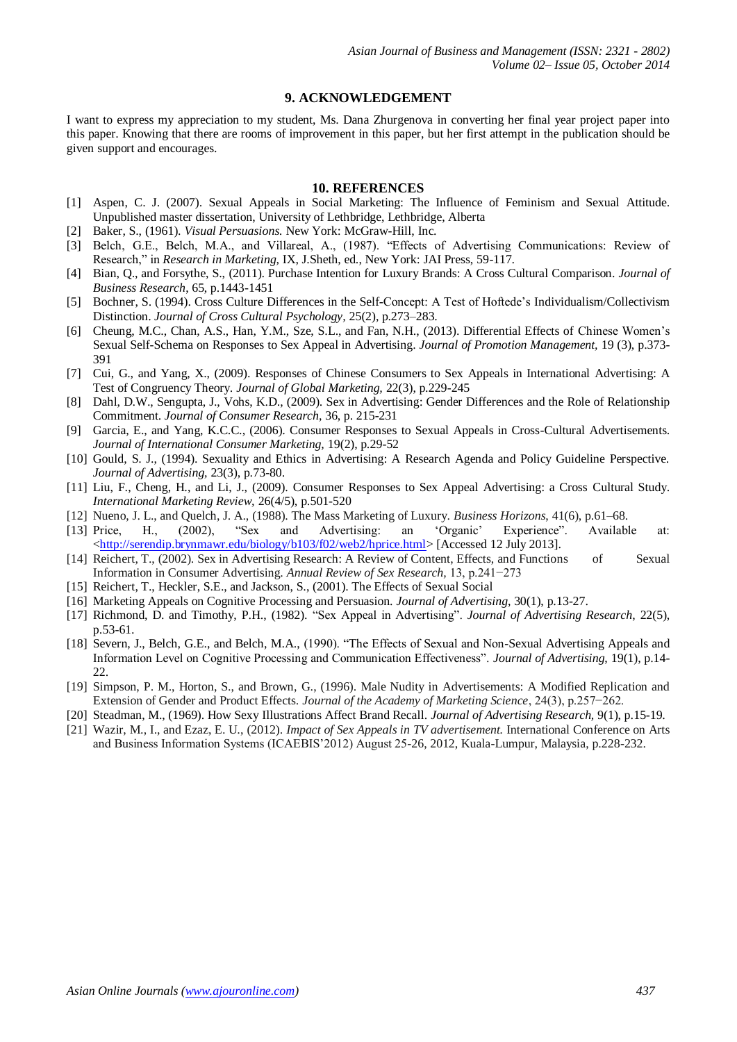## 9. ACKNOWLEDGEMENT

I want to express my appreciation to my student, Ms. Dana Zhurgenova in converting her final year project paper into this paper. Knowing that there are rooms of improvement in this paper, but her first attempt in the publication should be given support and encourages.

## 10. REFERENCES

[1] Aspen, C. J. (2007). Sexual Appeals in Social Marketing: The Influence of Feminism and Sexual Attitude. Unpublished master dissertation, University of Lethbridge, Lethbridge, Alberta

[2] Baker, S., (1961). *Visual Persuasions.* New York: McGraw-Hill, Inc.

[3] Belch, G.E., Belch, M.A., and Villareal, A., (1987). "Effects of Advertising Communications: Review of Research," in *Research in Marketing,* IX, J.Sheth, ed., New York: JAI Press, 59-117.

[4] Bian, Q., and Forsythe, S., (2011). Purchase Intention for Luxury Brands: A Cross Cultural Comparison. *Journal of Business Research*, 65, p.1443-1451

[5] Bochner, S. (1994). Cross Culture Differences in the Self-Concept: A Test of Hoftede's Individualism/Collectivism Distinction. *Journal of Cross Cultural Psychology,* 25(2), p.273–283.

[6] Cheung, M.C., Chan, A.S., Han, Y.M., Sze, S.L., and Fan, N.H., (2013). Differential Effects of Chinese Women's Sexual Self-Schema on Responses to Sex Appeal in Advertising. *Journal of Promotion Management*, 19 (3), p.373-391

[7] Cui, G., and Yang, X., (2009). Responses of Chinese Consumers to Sex Appeals in International Advertising: A Test of Congruency Theory. *Journal of Global Marketing,* 22(3), p.229-245

[8] Dahl, D.W., Sengupta, J., Vohs, K.D., (2009). Sex in Advertising: Gender Differences and the Role of Relationship Commitment. *Journal of Consumer Research,* 36, p. 215-231

[9] Garcia, E., and Yang, K.C.C., (2006). Consumer Responses to Sexual Appeals in Cross-Cultural Advertisements. *Journal of International Consumer Marketing,* 19(2), p.29-52

[10] Gould, S. J., (1994). Sexuality and Ethics in Advertising: A Research Agenda and Policy Guideline Perspective. *Journal of Advertising,* 23(3), p.73-80.

[11] Liu, F., Cheng, H., and Li, J., (2009). Consumer Responses to Sex Appeal Advertising: a Cross Cultural Study. *International Marketing Review,* 26(4/5), p.501-520

[12] Nueno, J. L., and Quelch, J. A., (1988). The Mass Marketing of Luxury. *Business Horizons*, 41(6), p.61–68.

[13] Price, H., (2002), "Sex and Advertising: an 'Organic' Experience". Available at: <http://serendip.brynmawr.edu/biology/b103/f02/web2/hprice.html> [Accessed 12 July 2013].

[14] Reichert, T., (2002). Sex in Advertising Research: A Review of Content, Effects, and Functions of Sexual Information in Consumer Advertising. *Annual Review of Sex Research,* 13, p.241−273

[15] Reichert, T., Heckler, S.E., and Jackson, S., (2001). The Effects of Sexual Social

[16] Marketing Appeals on Cognitive Processing and Persuasion. *Journal of Advertising*, 30(1), p.13-27.

[17] Richmond, D. and Timothy, P.H., (1982). "Sex Appeal in Advertising". *Journal of Advertising Research*, 22(5), p.53-61.

[18] Severn, J., Belch, G.E., and Belch, M.A., (1990). "The Effects of Sexual and Non-Sexual Advertising Appeals and Information Level on Cognitive Processing and Communication Effectiveness". *Journal of Advertising*, 19(1), p.14-22.

[19] Simpson, P. M., Horton, S., and Brown, G., (1996). Male Nudity in Advertisements: A Modified Replication and Extension of Gender and Product Effects. *Journal of the Academy of Marketing Science*, 24(3), p.257−262.

[20] Steadman, M., (1969). How Sexy Illustrations Affect Brand Recall. *Journal of Advertising Research*, 9(1), p.15-19.

[21] Wazir, M., I., and Ezaz, E. U., (2012). *Impact of Sex Appeals in TV advertisement.* International Conference on Arts and Business Information Systems (ICAEBIS'2012) August 25-26, 2012, Kuala-Lumpur, Malaysia, p.228-232.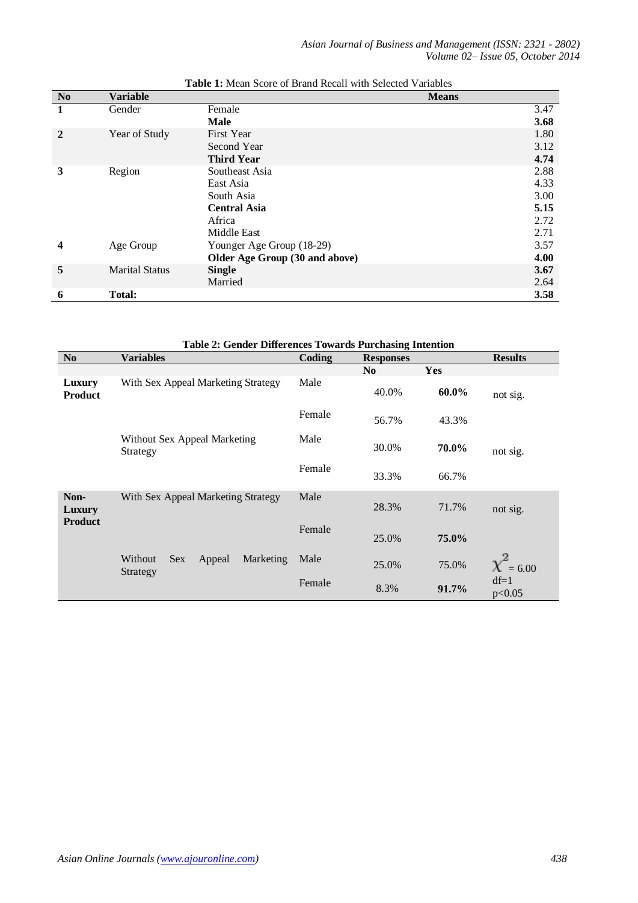**Table 1:** Mean Score of Brand Recall with Selected Variables

| No | Variable | | Means |
|---|---|---|---|
| 1 | Gender | Female | 3.47 |
| | | **Male** | **3.68** |
| 2 | Year of Study | First Year | 1.80 |
| | | Second Year | 3.12 |
| | | **Third Year** | **4.74** |
| 3 | Region | Southeast Asia | 2.88 |
| | | East Asia | 4.33 |
| | | South Asia | 3.00 |
| | | **Central Asia** | **5.15** |
| | | Africa | 2.72 |
| | | Middle East | 2.71 |
| 4 | Age Group | Younger Age Group (18-29) | 3.57 |
| | | **Older Age Group (30 and above)** | **4.00** |
| 5 | Marital Status | **Single** | **3.67** |
| | | Married | 2.64 |
| 6 | **Total:** | | **3.58** |

**Table 2: Gender Differences Towards Purchasing Intention**

| No | Variables | Coding | Responses | | Results |
|---|---|---|---|---|---|
| | | | **No** | **Yes** | |
| **Luxury Product** | With Sex Appeal Marketing Strategy | Male | 40.0% | **60.0%** | not sig. |
| | | Female | 56.7% | 43.3% | |
| | Without Sex Appeal Marketing Strategy | Male | 30.0% | **70.0%** | not sig. |
| | | Female | 33.3% | 66.7% | |
| **Non-Luxury Product** | With Sex Appeal Marketing Strategy | Male | 28.3% | 71.7% | not sig. |
| | | Female | 25.0% | **75.0%** | |
| | Without Sex Appeal Marketing Strategy | Male | 25.0% | 75.0% | $\chi^2 = 6.00$ df=1 $p<0.05$ |
| | | Female | 8.3% | **91.7%** | |